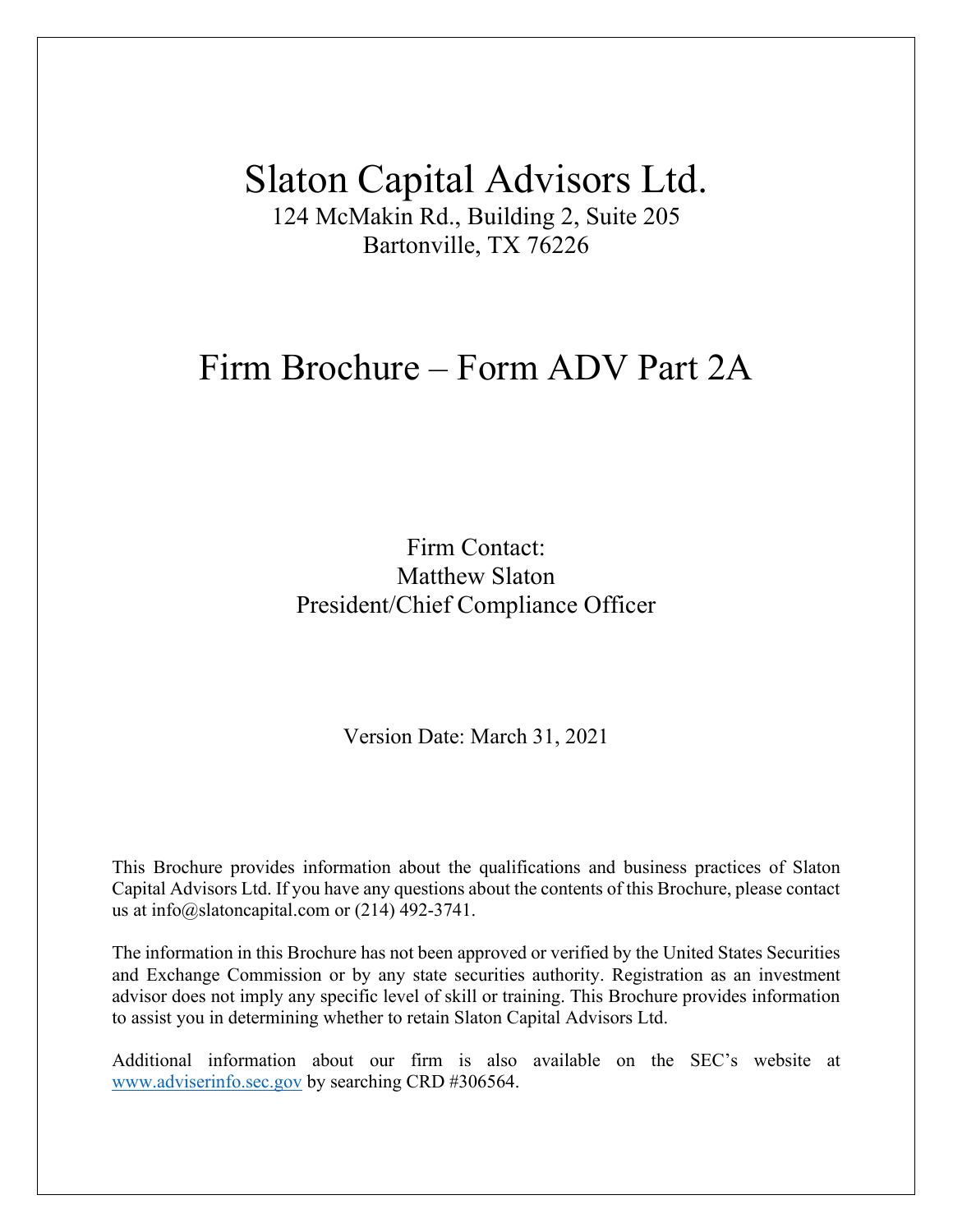# Slaton Capital Advisors Ltd.

124 McMakin Rd., Building 2, Suite 205
Bartonville, TX 76226

## Firm Brochure – Form ADV Part 2A

Firm Contact:
Matthew Slaton
President/Chief Compliance Officer

Version Date: March 31, 2021

This Brochure provides information about the qualifications and business practices of Slaton Capital Advisors Ltd. If you have any questions about the contents of this Brochure, please contact us at info@slatoncapital.com or (214) 492-3741.

The information in this Brochure has not been approved or verified by the United States Securities and Exchange Commission or by any state securities authority. Registration as an investment advisor does not imply any specific level of skill or training. This Brochure provides information to assist you in determining whether to retain Slaton Capital Advisors Ltd.

Additional information about our firm is also available on the SEC's website at www.adviserinfo.sec.gov by searching CRD #306564.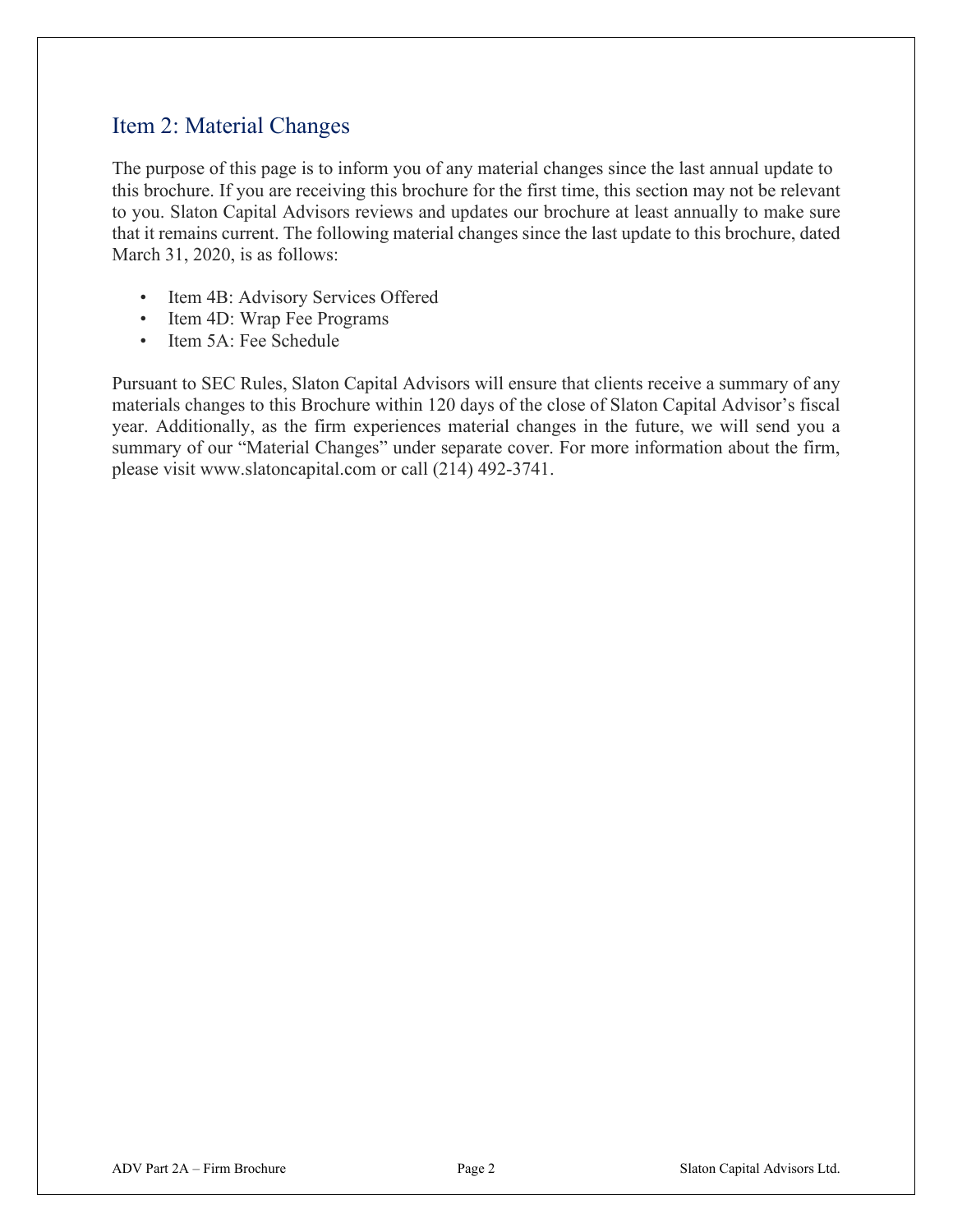## Item 2: Material Changes

The purpose of this page is to inform you of any material changes since the last annual update to this brochure. If you are receiving this brochure for the first time, this section may not be relevant to you. Slaton Capital Advisors reviews and updates our brochure at least annually to make sure that it remains current. The following material changes since the last update to this brochure, dated March 31, 2020, is as follows:

- Item 4B: Advisory Services Offered
- Item 4D: Wrap Fee Programs
- Item 5A: Fee Schedule

Pursuant to SEC Rules, Slaton Capital Advisors will ensure that clients receive a summary of any materials changes to this Brochure within 120 days of the close of Slaton Capital Advisor's fiscal year. Additionally, as the firm experiences material changes in the future, we will send you a summary of our "Material Changes" under separate cover. For more information about the firm, please visit www.slatoncapital.com or call (214) 492-3741.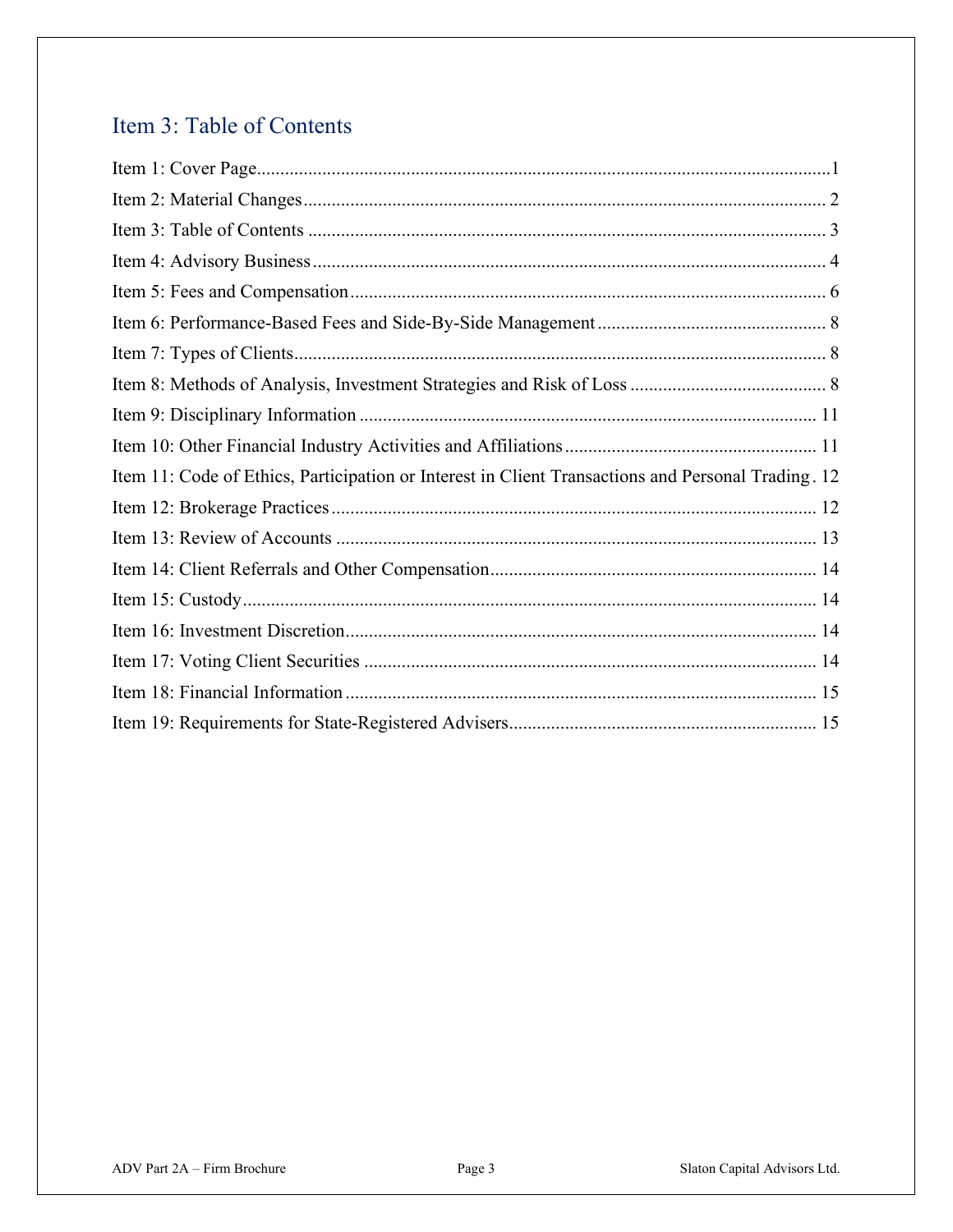## Item 3: Table of Contents

Item 1: Cover Page....................................................................................................................1
Item 2: Material Changes.......................................................................................................... 2
Item 3: Table of Contents ......................................................................................................... 3
Item 4: Advisory Business ........................................................................................................ 4
Item 5: Fees and Compensation ................................................................................................ 6
Item 6: Performance-Based Fees and Side-By-Side Management ........................................... 8
Item 7: Types of Clients............................................................................................................. 8
Item 8: Methods of Analysis, Investment Strategies and Risk of Loss ..................................... 8
Item 9: Disciplinary Information ............................................................................................. 11
Item 10: Other Financial Industry Activities and Affiliations ................................................ 11
Item 11: Code of Ethics, Participation or Interest in Client Transactions and Personal Trading . 12
Item 12: Brokerage Practices ................................................................................................... 12
Item 13: Review of Accounts .................................................................................................. 13
Item 14: Client Referrals and Other Compensation ................................................................. 14
Item 15: Custody ...................................................................................................................... 14
Item 16: Investment Discretion ................................................................................................ 14
Item 17: Voting Client Securities ............................................................................................ 14
Item 18: Financial Information ................................................................................................ 15
Item 19: Requirements for State-Registered Advisers ............................................................. 15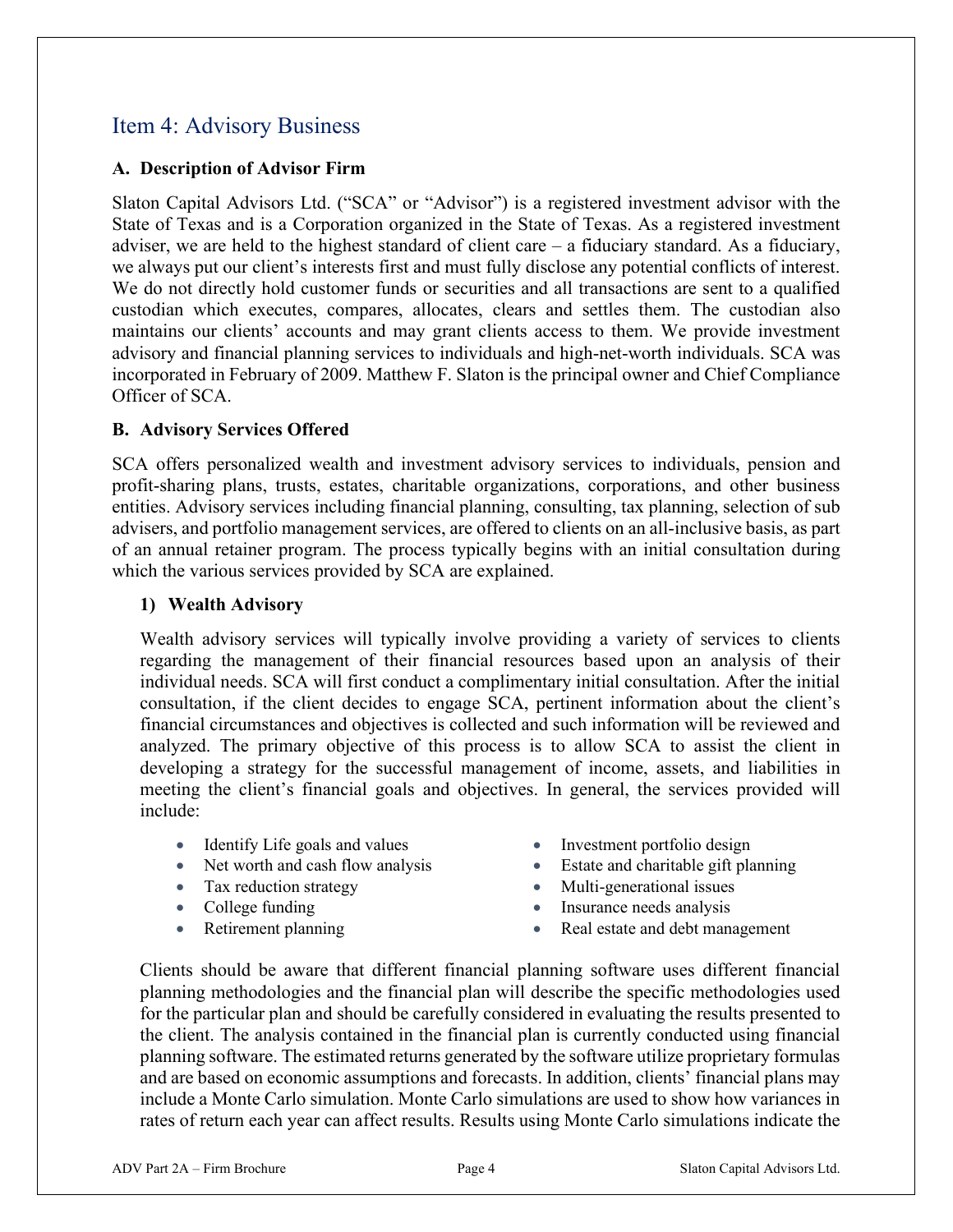## Item 4: Advisory Business

### A. Description of Advisor Firm

Slaton Capital Advisors Ltd. ("SCA" or "Advisor") is a registered investment advisor with the State of Texas and is a Corporation organized in the State of Texas. As a registered investment adviser, we are held to the highest standard of client care – a fiduciary standard. As a fiduciary, we always put our client's interests first and must fully disclose any potential conflicts of interest. We do not directly hold customer funds or securities and all transactions are sent to a qualified custodian which executes, compares, allocates, clears and settles them. The custodian also maintains our clients' accounts and may grant clients access to them. We provide investment advisory and financial planning services to individuals and high-net-worth individuals. SCA was incorporated in February of 2009. Matthew F. Slaton is the principal owner and Chief Compliance Officer of SCA.

### B. Advisory Services Offered

SCA offers personalized wealth and investment advisory services to individuals, pension and profit-sharing plans, trusts, estates, charitable organizations, corporations, and other business entities. Advisory services including financial planning, consulting, tax planning, selection of sub advisers, and portfolio management services, are offered to clients on an all-inclusive basis, as part of an annual retainer program. The process typically begins with an initial consultation during which the various services provided by SCA are explained.

#### 1) Wealth Advisory

Wealth advisory services will typically involve providing a variety of services to clients regarding the management of their financial resources based upon an analysis of their individual needs. SCA will first conduct a complimentary initial consultation. After the initial consultation, if the client decides to engage SCA, pertinent information about the client's financial circumstances and objectives is collected and such information will be reviewed and analyzed. The primary objective of this process is to allow SCA to assist the client in developing a strategy for the successful management of income, assets, and liabilities in meeting the client's financial goals and objectives. In general, the services provided will include:

- Identify Life goals and values
- Net worth and cash flow analysis
- Tax reduction strategy
- College funding
- Retirement planning
- Investment portfolio design
- Estate and charitable gift planning
- Multi-generational issues
- Insurance needs analysis
- Real estate and debt management

Clients should be aware that different financial planning software uses different financial planning methodologies and the financial plan will describe the specific methodologies used for the particular plan and should be carefully considered in evaluating the results presented to the client. The analysis contained in the financial plan is currently conducted using financial planning software. The estimated returns generated by the software utilize proprietary formulas and are based on economic assumptions and forecasts. In addition, clients' financial plans may include a Monte Carlo simulation. Monte Carlo simulations are used to show how variances in rates of return each year can affect results. Results using Monte Carlo simulations indicate the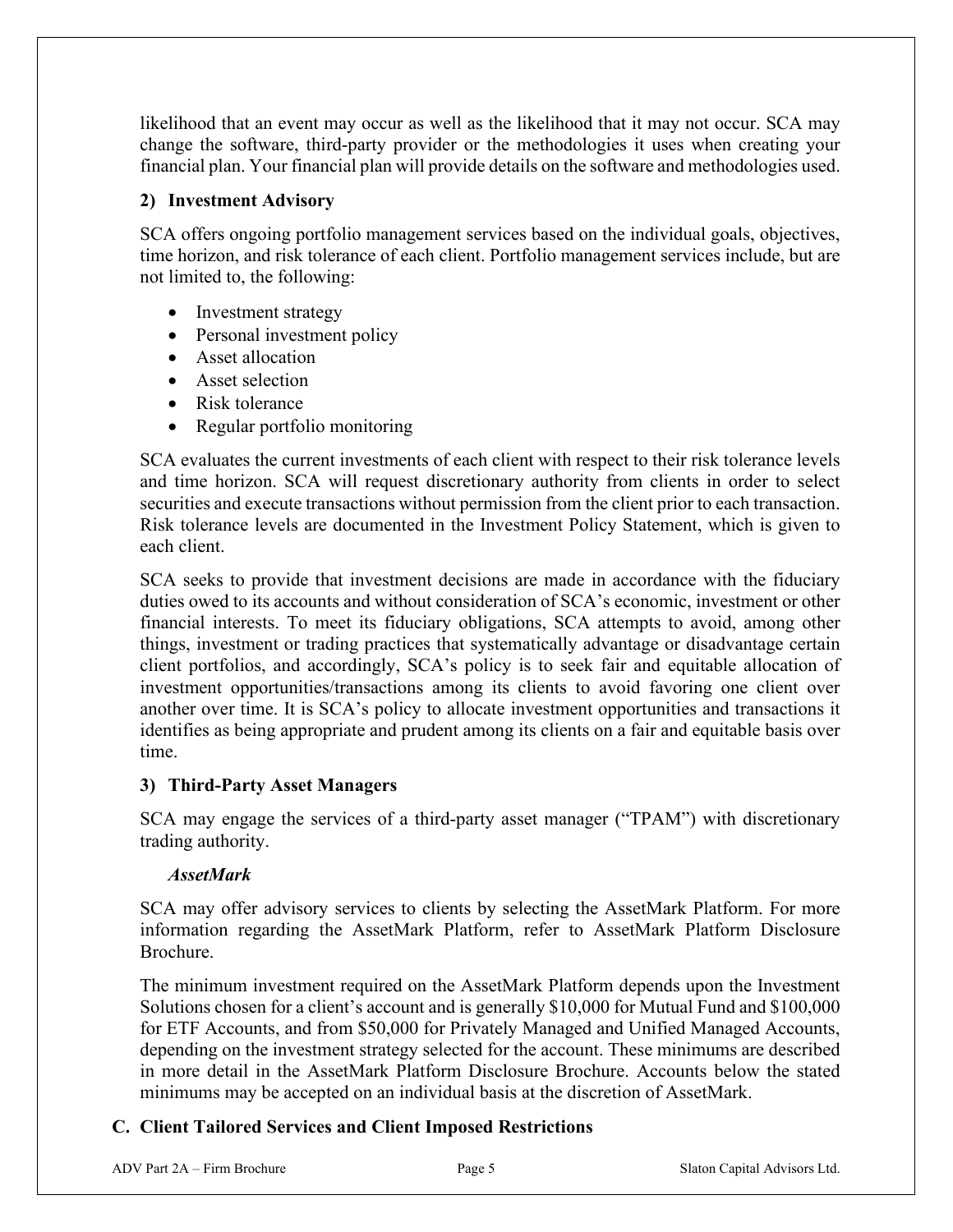likelihood that an event may occur as well as the likelihood that it may not occur. SCA may change the software, third-party provider or the methodologies it uses when creating your financial plan. Your financial plan will provide details on the software and methodologies used.

### 2) Investment Advisory

SCA offers ongoing portfolio management services based on the individual goals, objectives, time horizon, and risk tolerance of each client. Portfolio management services include, but are not limited to, the following:

- Investment strategy
- Personal investment policy
- Asset allocation
- Asset selection
- Risk tolerance
- Regular portfolio monitoring

SCA evaluates the current investments of each client with respect to their risk tolerance levels and time horizon. SCA will request discretionary authority from clients in order to select securities and execute transactions without permission from the client prior to each transaction. Risk tolerance levels are documented in the Investment Policy Statement, which is given to each client.

SCA seeks to provide that investment decisions are made in accordance with the fiduciary duties owed to its accounts and without consideration of SCA's economic, investment or other financial interests. To meet its fiduciary obligations, SCA attempts to avoid, among other things, investment or trading practices that systematically advantage or disadvantage certain client portfolios, and accordingly, SCA's policy is to seek fair and equitable allocation of investment opportunities/transactions among its clients to avoid favoring one client over another over time. It is SCA's policy to allocate investment opportunities and transactions it identifies as being appropriate and prudent among its clients on a fair and equitable basis over time.

### 3) Third-Party Asset Managers

SCA may engage the services of a third-party asset manager ("TPAM") with discretionary trading authority.

***AssetMark***

SCA may offer advisory services to clients by selecting the AssetMark Platform. For more information regarding the AssetMark Platform, refer to AssetMark Platform Disclosure Brochure.

The minimum investment required on the AssetMark Platform depends upon the Investment Solutions chosen for a client's account and is generally $10,000 for Mutual Fund and $100,000 for ETF Accounts, and from $50,000 for Privately Managed and Unified Managed Accounts, depending on the investment strategy selected for the account. These minimums are described in more detail in the AssetMark Platform Disclosure Brochure. Accounts below the stated minimums may be accepted on an individual basis at the discretion of AssetMark.

## C. Client Tailored Services and Client Imposed Restrictions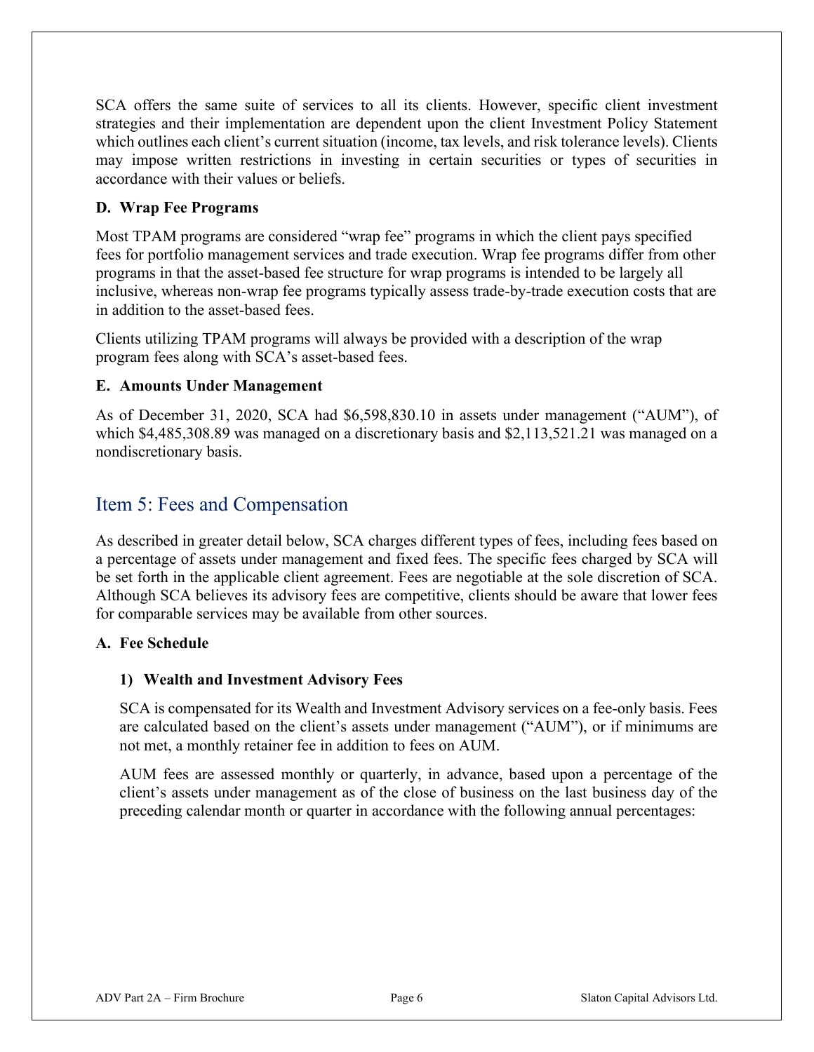SCA offers the same suite of services to all its clients. However, specific client investment strategies and their implementation are dependent upon the client Investment Policy Statement which outlines each client's current situation (income, tax levels, and risk tolerance levels). Clients may impose written restrictions in investing in certain securities or types of securities in accordance with their values or beliefs.

**D. Wrap Fee Programs**

Most TPAM programs are considered "wrap fee" programs in which the client pays specified fees for portfolio management services and trade execution. Wrap fee programs differ from other programs in that the asset-based fee structure for wrap programs is intended to be largely all inclusive, whereas non-wrap fee programs typically assess trade-by-trade execution costs that are in addition to the asset-based fees.

Clients utilizing TPAM programs will always be provided with a description of the wrap program fees along with SCA's asset-based fees.

**E. Amounts Under Management**

As of December 31, 2020, SCA had $6,598,830.10 in assets under management ("AUM"), of which $4,485,308.89 was managed on a discretionary basis and $2,113,521.21 was managed on a nondiscretionary basis.

## Item 5: Fees and Compensation

As described in greater detail below, SCA charges different types of fees, including fees based on a percentage of assets under management and fixed fees. The specific fees charged by SCA will be set forth in the applicable client agreement. Fees are negotiable at the sole discretion of SCA. Although SCA believes its advisory fees are competitive, clients should be aware that lower fees for comparable services may be available from other sources.

**A. Fee Schedule**

**1) Wealth and Investment Advisory Fees**

SCA is compensated for its Wealth and Investment Advisory services on a fee-only basis. Fees are calculated based on the client's assets under management ("AUM"), or if minimums are not met, a monthly retainer fee in addition to fees on AUM.

AUM fees are assessed monthly or quarterly, in advance, based upon a percentage of the client's assets under management as of the close of business on the last business day of the preceding calendar month or quarter in accordance with the following annual percentages: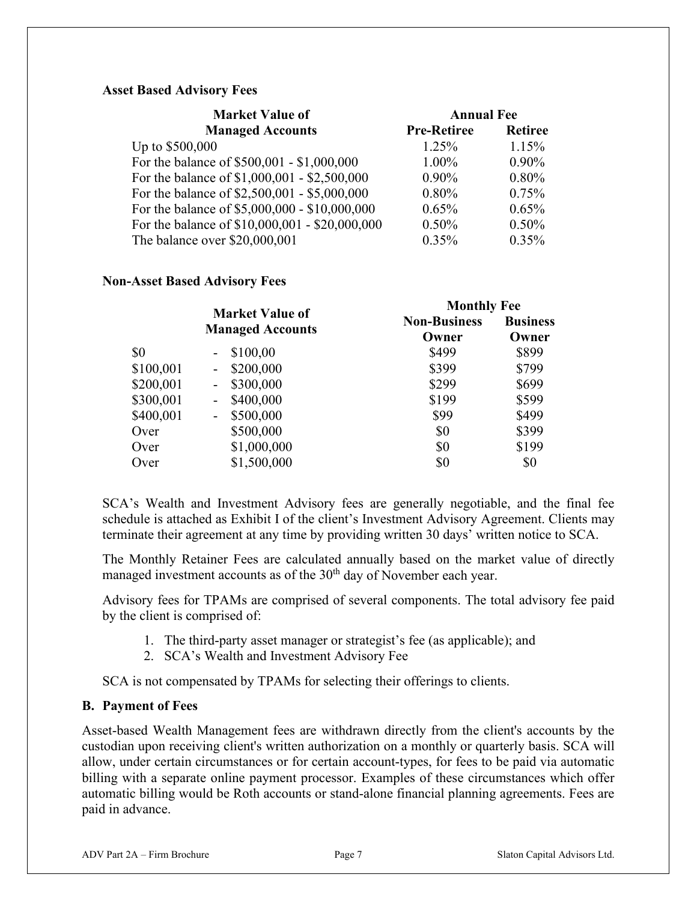**Asset Based Advisory Fees**

| Market Value of Managed Accounts | Annual Fee | |
|---|---|---|
| | **Pre-Retiree** | **Retiree** |
| Up to $500,000 | 1.25% | 1.15% |
| For the balance of $500,001 - $1,000,000 | 1.00% | 0.90% |
| For the balance of $1,000,001 - $2,500,000 | 0.90% | 0.80% |
| For the balance of $2,500,001 - $5,000,000 | 0.80% | 0.75% |
| For the balance of $5,000,000 - $10,000,000 | 0.65% | 0.65% |
| For the balance of $10,000,001 - $20,000,000 | 0.50% | 0.50% |
| The balance over $20,000,001 | 0.35% | 0.35% |

**Non-Asset Based Advisory Fees**

| Market Value of Managed Accounts | | | Monthly Fee | |
|---|---|---|---|---|
| | | | **Non-Business Owner** | **Business Owner** |
| $0 | - | $100,00 | $499 | $899 |
| $100,001 | - | $200,000 | $399 | $799 |
| $200,001 | - | $300,000 | $299 | $699 |
| $300,001 | - | $400,000 | $199 | $599 |
| $400,001 | - | $500,000 | $99 | $499 |
| Over | | $500,000 | $0 | $399 |
| Over | | $1,000,000 | $0 | $199 |
| Over | | $1,500,000 | $0 | $0 |

SCA's Wealth and Investment Advisory fees are generally negotiable, and the final fee schedule is attached as Exhibit I of the client's Investment Advisory Agreement. Clients may terminate their agreement at any time by providing written 30 days' written notice to SCA.

The Monthly Retainer Fees are calculated annually based on the market value of directly managed investment accounts as of the 30th day of November each year.

Advisory fees for TPAMs are comprised of several components. The total advisory fee paid by the client is comprised of:

1. The third-party asset manager or strategist's fee (as applicable); and
2. SCA's Wealth and Investment Advisory Fee

SCA is not compensated by TPAMs for selecting their offerings to clients.

## B. Payment of Fees

Asset-based Wealth Management fees are withdrawn directly from the client's accounts by the custodian upon receiving client's written authorization on a monthly or quarterly basis. SCA will allow, under certain circumstances or for certain account-types, for fees to be paid via automatic billing with a separate online payment processor. Examples of these circumstances which offer automatic billing would be Roth accounts or stand-alone financial planning agreements. Fees are paid in advance.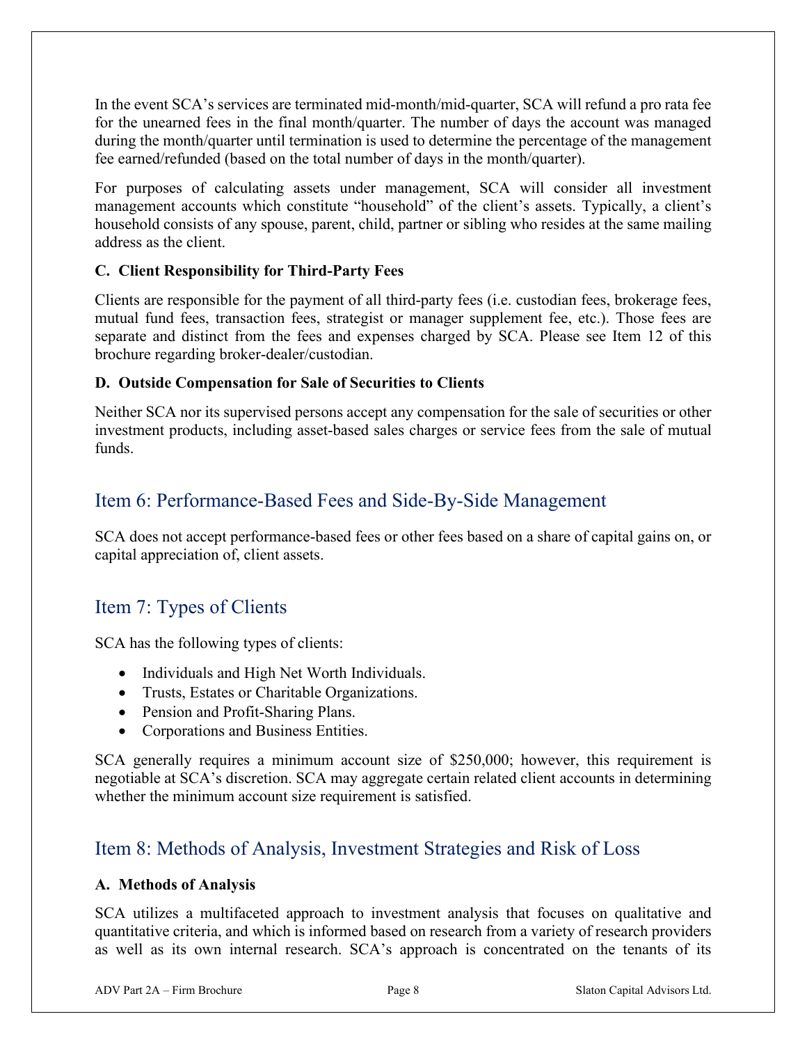In the event SCA's services are terminated mid-month/mid-quarter, SCA will refund a pro rata fee for the unearned fees in the final month/quarter. The number of days the account was managed during the month/quarter until termination is used to determine the percentage of the management fee earned/refunded (based on the total number of days in the month/quarter).

For purposes of calculating assets under management, SCA will consider all investment management accounts which constitute "household" of the client's assets. Typically, a client's household consists of any spouse, parent, child, partner or sibling who resides at the same mailing address as the client.

**C. Client Responsibility for Third-Party Fees**

Clients are responsible for the payment of all third-party fees (i.e. custodian fees, brokerage fees, mutual fund fees, transaction fees, strategist or manager supplement fee, etc.). Those fees are separate and distinct from the fees and expenses charged by SCA. Please see Item 12 of this brochure regarding broker-dealer/custodian.

**D. Outside Compensation for Sale of Securities to Clients**

Neither SCA nor its supervised persons accept any compensation for the sale of securities or other investment products, including asset-based sales charges or service fees from the sale of mutual funds.

## Item 6: Performance-Based Fees and Side-By-Side Management

SCA does not accept performance-based fees or other fees based on a share of capital gains on, or capital appreciation of, client assets.

## Item 7: Types of Clients

SCA has the following types of clients:

- Individuals and High Net Worth Individuals.
- Trusts, Estates or Charitable Organizations.
- Pension and Profit-Sharing Plans.
- Corporations and Business Entities.

SCA generally requires a minimum account size of $250,000; however, this requirement is negotiable at SCA's discretion. SCA may aggregate certain related client accounts in determining whether the minimum account size requirement is satisfied.

## Item 8: Methods of Analysis, Investment Strategies and Risk of Loss

**A. Methods of Analysis**

SCA utilizes a multifaceted approach to investment analysis that focuses on qualitative and quantitative criteria, and which is informed based on research from a variety of research providers as well as its own internal research. SCA's approach is concentrated on the tenants of its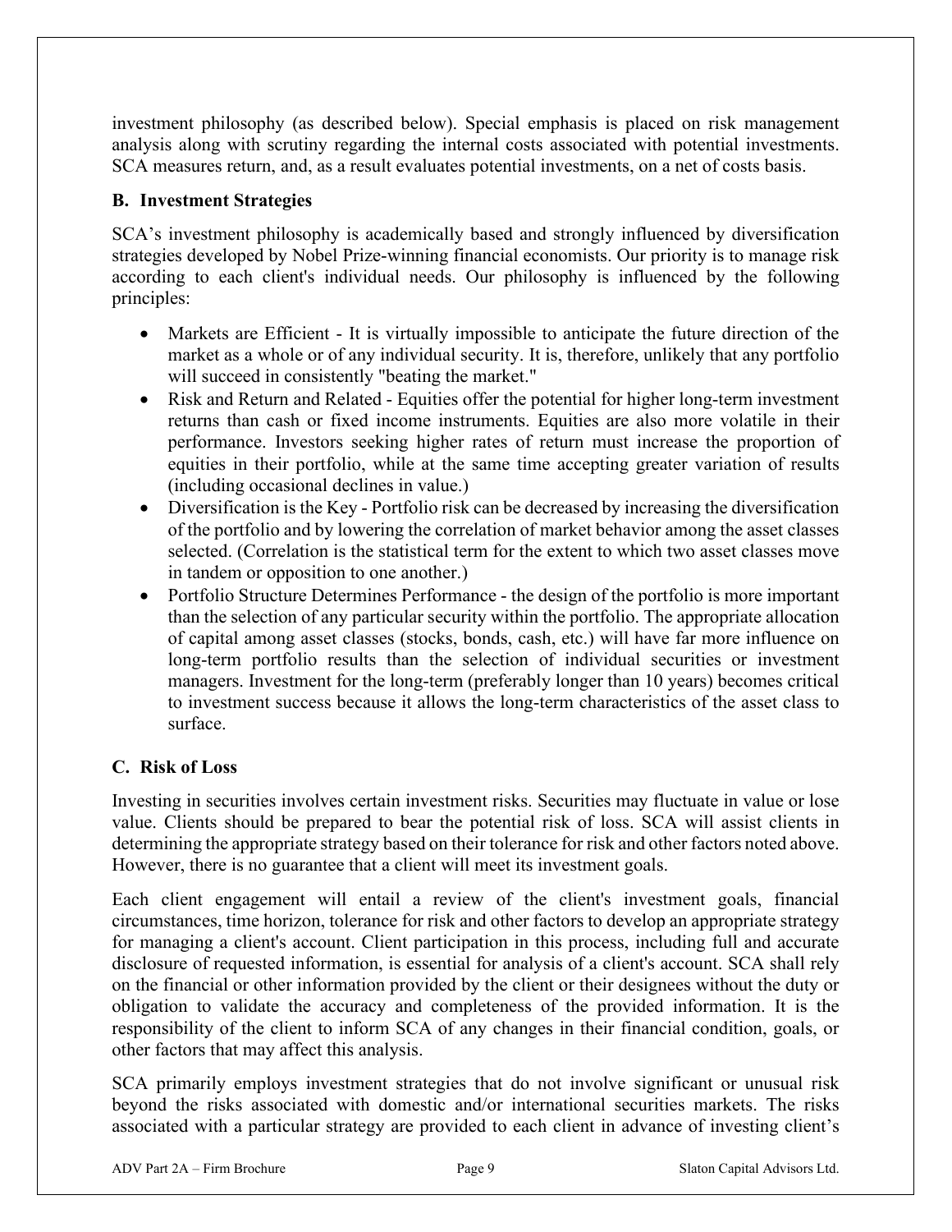investment philosophy (as described below). Special emphasis is placed on risk management analysis along with scrutiny regarding the internal costs associated with potential investments. SCA measures return, and, as a result evaluates potential investments, on a net of costs basis.

## B. Investment Strategies

SCA's investment philosophy is academically based and strongly influenced by diversification strategies developed by Nobel Prize-winning financial economists. Our priority is to manage risk according to each client's individual needs. Our philosophy is influenced by the following principles:

- Markets are Efficient - It is virtually impossible to anticipate the future direction of the market as a whole or of any individual security. It is, therefore, unlikely that any portfolio will succeed in consistently "beating the market."
- Risk and Return and Related - Equities offer the potential for higher long-term investment returns than cash or fixed income instruments. Equities are also more volatile in their performance. Investors seeking higher rates of return must increase the proportion of equities in their portfolio, while at the same time accepting greater variation of results (including occasional declines in value.)
- Diversification is the Key - Portfolio risk can be decreased by increasing the diversification of the portfolio and by lowering the correlation of market behavior among the asset classes selected. (Correlation is the statistical term for the extent to which two asset classes move in tandem or opposition to one another.)
- Portfolio Structure Determines Performance - the design of the portfolio is more important than the selection of any particular security within the portfolio. The appropriate allocation of capital among asset classes (stocks, bonds, cash, etc.) will have far more influence on long-term portfolio results than the selection of individual securities or investment managers. Investment for the long-term (preferably longer than 10 years) becomes critical to investment success because it allows the long-term characteristics of the asset class to surface.

## C. Risk of Loss

Investing in securities involves certain investment risks. Securities may fluctuate in value or lose value. Clients should be prepared to bear the potential risk of loss. SCA will assist clients in determining the appropriate strategy based on their tolerance for risk and other factors noted above. However, there is no guarantee that a client will meet its investment goals.

Each client engagement will entail a review of the client's investment goals, financial circumstances, time horizon, tolerance for risk and other factors to develop an appropriate strategy for managing a client's account. Client participation in this process, including full and accurate disclosure of requested information, is essential for analysis of a client's account. SCA shall rely on the financial or other information provided by the client or their designees without the duty or obligation to validate the accuracy and completeness of the provided information. It is the responsibility of the client to inform SCA of any changes in their financial condition, goals, or other factors that may affect this analysis.

SCA primarily employs investment strategies that do not involve significant or unusual risk beyond the risks associated with domestic and/or international securities markets. The risks associated with a particular strategy are provided to each client in advance of investing client's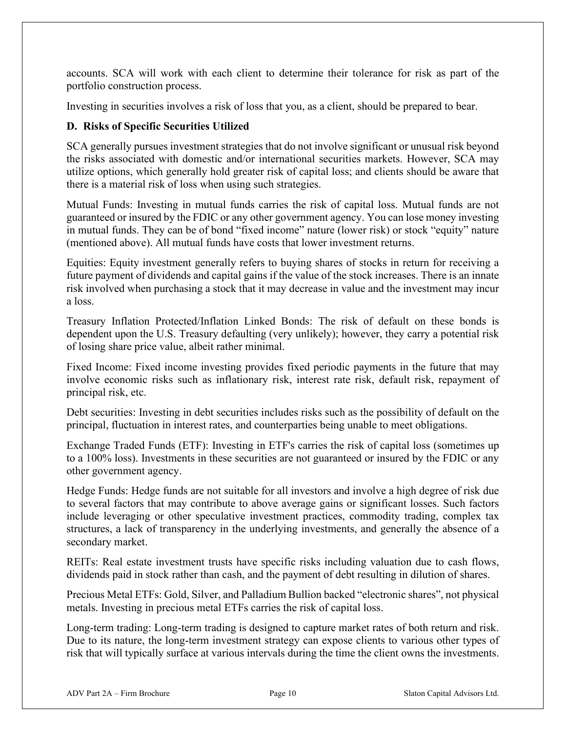accounts. SCA will work with each client to determine their tolerance for risk as part of the portfolio construction process.

Investing in securities involves a risk of loss that you, as a client, should be prepared to bear.

### D. Risks of Specific Securities Utilized

SCA generally pursues investment strategies that do not involve significant or unusual risk beyond the risks associated with domestic and/or international securities markets. However, SCA may utilize options, which generally hold greater risk of capital loss; and clients should be aware that there is a material risk of loss when using such strategies.

Mutual Funds: Investing in mutual funds carries the risk of capital loss. Mutual funds are not guaranteed or insured by the FDIC or any other government agency. You can lose money investing in mutual funds. They can be of bond "fixed income" nature (lower risk) or stock "equity" nature (mentioned above). All mutual funds have costs that lower investment returns.

Equities: Equity investment generally refers to buying shares of stocks in return for receiving a future payment of dividends and capital gains if the value of the stock increases. There is an innate risk involved when purchasing a stock that it may decrease in value and the investment may incur a loss.

Treasury Inflation Protected/Inflation Linked Bonds: The risk of default on these bonds is dependent upon the U.S. Treasury defaulting (very unlikely); however, they carry a potential risk of losing share price value, albeit rather minimal.

Fixed Income: Fixed income investing provides fixed periodic payments in the future that may involve economic risks such as inflationary risk, interest rate risk, default risk, repayment of principal risk, etc.

Debt securities: Investing in debt securities includes risks such as the possibility of default on the principal, fluctuation in interest rates, and counterparties being unable to meet obligations.

Exchange Traded Funds (ETF): Investing in ETF's carries the risk of capital loss (sometimes up to a 100% loss). Investments in these securities are not guaranteed or insured by the FDIC or any other government agency.

Hedge Funds: Hedge funds are not suitable for all investors and involve a high degree of risk due to several factors that may contribute to above average gains or significant losses. Such factors include leveraging or other speculative investment practices, commodity trading, complex tax structures, a lack of transparency in the underlying investments, and generally the absence of a secondary market.

REITs: Real estate investment trusts have specific risks including valuation due to cash flows, dividends paid in stock rather than cash, and the payment of debt resulting in dilution of shares.

Precious Metal ETFs: Gold, Silver, and Palladium Bullion backed "electronic shares", not physical metals. Investing in precious metal ETFs carries the risk of capital loss.

Long-term trading: Long-term trading is designed to capture market rates of both return and risk. Due to its nature, the long-term investment strategy can expose clients to various other types of risk that will typically surface at various intervals during the time the client owns the investments.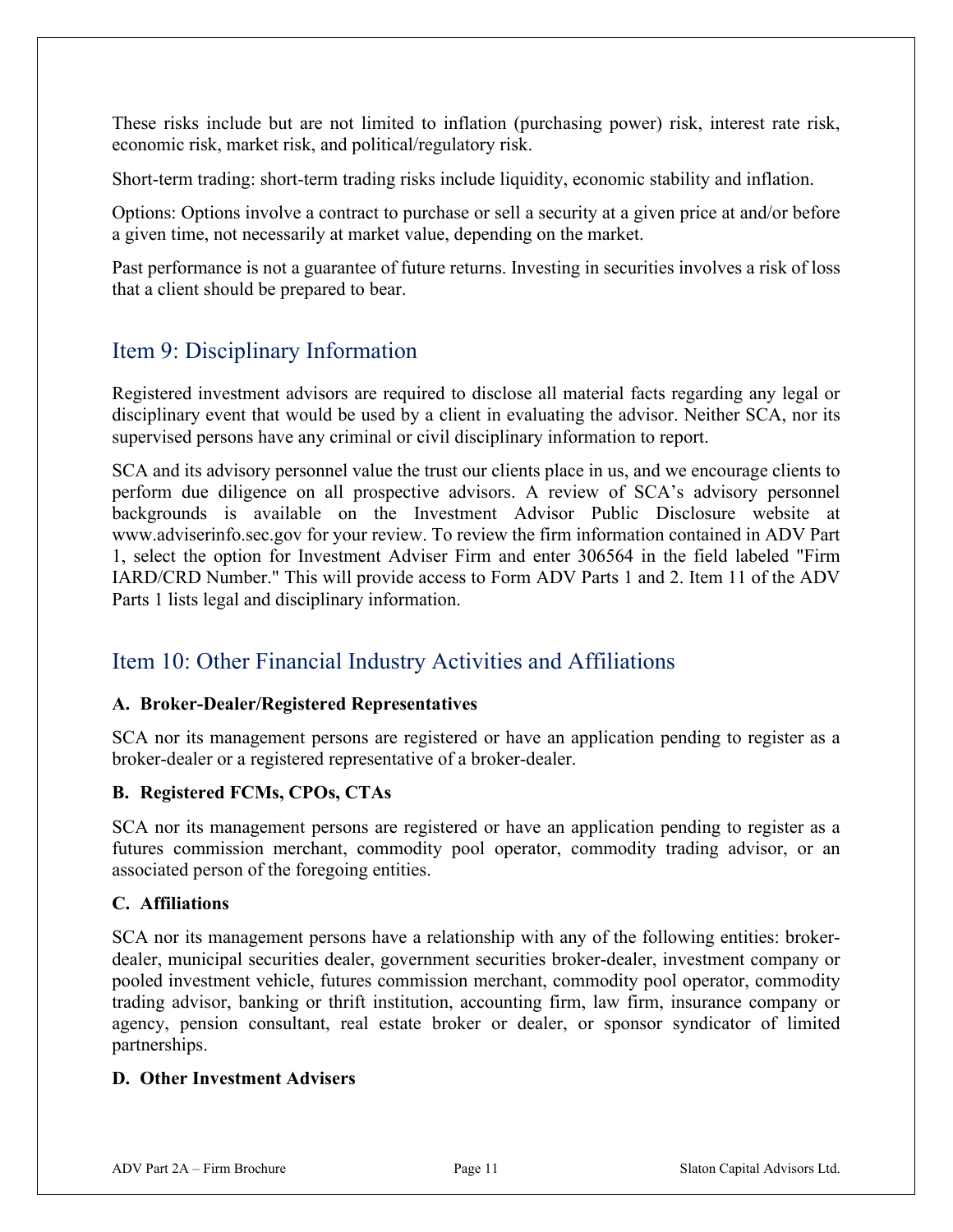These risks include but are not limited to inflation (purchasing power) risk, interest rate risk, economic risk, market risk, and political/regulatory risk.

Short-term trading: short-term trading risks include liquidity, economic stability and inflation.

Options: Options involve a contract to purchase or sell a security at a given price at and/or before a given time, not necessarily at market value, depending on the market.

Past performance is not a guarantee of future returns. Investing in securities involves a risk of loss that a client should be prepared to bear.

## Item 9: Disciplinary Information

Registered investment advisors are required to disclose all material facts regarding any legal or disciplinary event that would be used by a client in evaluating the advisor. Neither SCA, nor its supervised persons have any criminal or civil disciplinary information to report.

SCA and its advisory personnel value the trust our clients place in us, and we encourage clients to perform due diligence on all prospective advisors. A review of SCA's advisory personnel backgrounds is available on the Investment Advisor Public Disclosure website at www.adviserinfo.sec.gov for your review. To review the firm information contained in ADV Part 1, select the option for Investment Adviser Firm and enter 306564 in the field labeled "Firm IARD/CRD Number." This will provide access to Form ADV Parts 1 and 2. Item 11 of the ADV Parts 1 lists legal and disciplinary information.

## Item 10: Other Financial Industry Activities and Affiliations

**A. Broker-Dealer/Registered Representatives**

SCA nor its management persons are registered or have an application pending to register as a broker-dealer or a registered representative of a broker-dealer.

**B. Registered FCMs, CPOs, CTAs**

SCA nor its management persons are registered or have an application pending to register as a futures commission merchant, commodity pool operator, commodity trading advisor, or an associated person of the foregoing entities.

**C. Affiliations**

SCA nor its management persons have a relationship with any of the following entities: broker-dealer, municipal securities dealer, government securities broker-dealer, investment company or pooled investment vehicle, futures commission merchant, commodity pool operator, commodity trading advisor, banking or thrift institution, accounting firm, law firm, insurance company or agency, pension consultant, real estate broker or dealer, or sponsor syndicator of limited partnerships.

**D. Other Investment Advisers**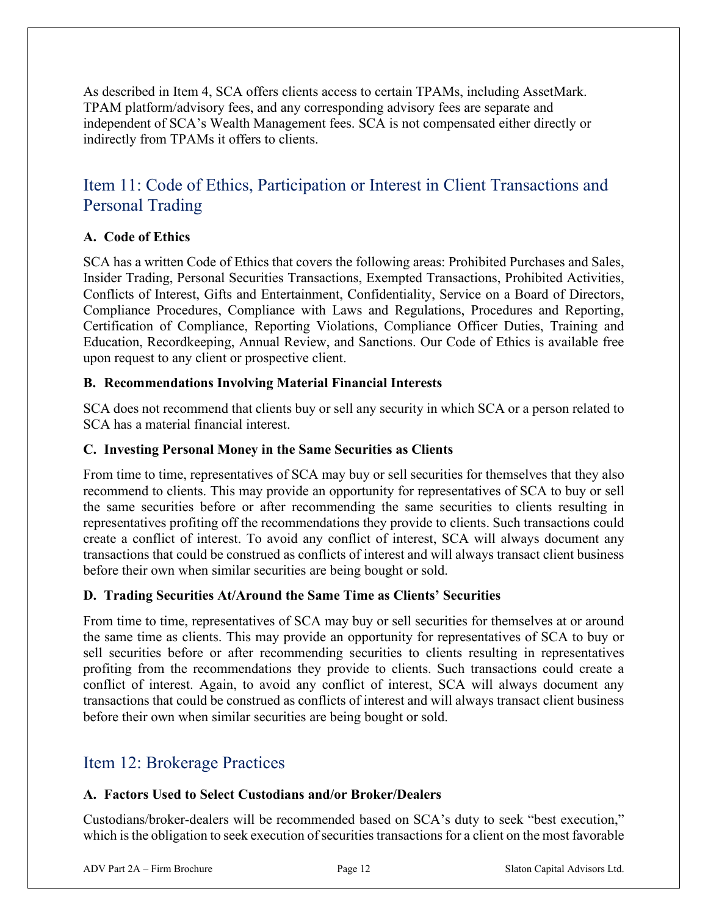As described in Item 4, SCA offers clients access to certain TPAMs, including AssetMark. TPAM platform/advisory fees, and any corresponding advisory fees are separate and independent of SCA's Wealth Management fees. SCA is not compensated either directly or indirectly from TPAMs it offers to clients.

## Item 11: Code of Ethics, Participation or Interest in Client Transactions and Personal Trading

### A. Code of Ethics

SCA has a written Code of Ethics that covers the following areas: Prohibited Purchases and Sales, Insider Trading, Personal Securities Transactions, Exempted Transactions, Prohibited Activities, Conflicts of Interest, Gifts and Entertainment, Confidentiality, Service on a Board of Directors, Compliance Procedures, Compliance with Laws and Regulations, Procedures and Reporting, Certification of Compliance, Reporting Violations, Compliance Officer Duties, Training and Education, Recordkeeping, Annual Review, and Sanctions. Our Code of Ethics is available free upon request to any client or prospective client.

### B. Recommendations Involving Material Financial Interests

SCA does not recommend that clients buy or sell any security in which SCA or a person related to SCA has a material financial interest.

### C. Investing Personal Money in the Same Securities as Clients

From time to time, representatives of SCA may buy or sell securities for themselves that they also recommend to clients. This may provide an opportunity for representatives of SCA to buy or sell the same securities before or after recommending the same securities to clients resulting in representatives profiting off the recommendations they provide to clients. Such transactions could create a conflict of interest. To avoid any conflict of interest, SCA will always document any transactions that could be construed as conflicts of interest and will always transact client business before their own when similar securities are being bought or sold.

### D. Trading Securities At/Around the Same Time as Clients' Securities

From time to time, representatives of SCA may buy or sell securities for themselves at or around the same time as clients. This may provide an opportunity for representatives of SCA to buy or sell securities before or after recommending securities to clients resulting in representatives profiting from the recommendations they provide to clients. Such transactions could create a conflict of interest. Again, to avoid any conflict of interest, SCA will always document any transactions that could be construed as conflicts of interest and will always transact client business before their own when similar securities are being bought or sold.

## Item 12: Brokerage Practices

### A. Factors Used to Select Custodians and/or Broker/Dealers

Custodians/broker-dealers will be recommended based on SCA's duty to seek "best execution," which is the obligation to seek execution of securities transactions for a client on the most favorable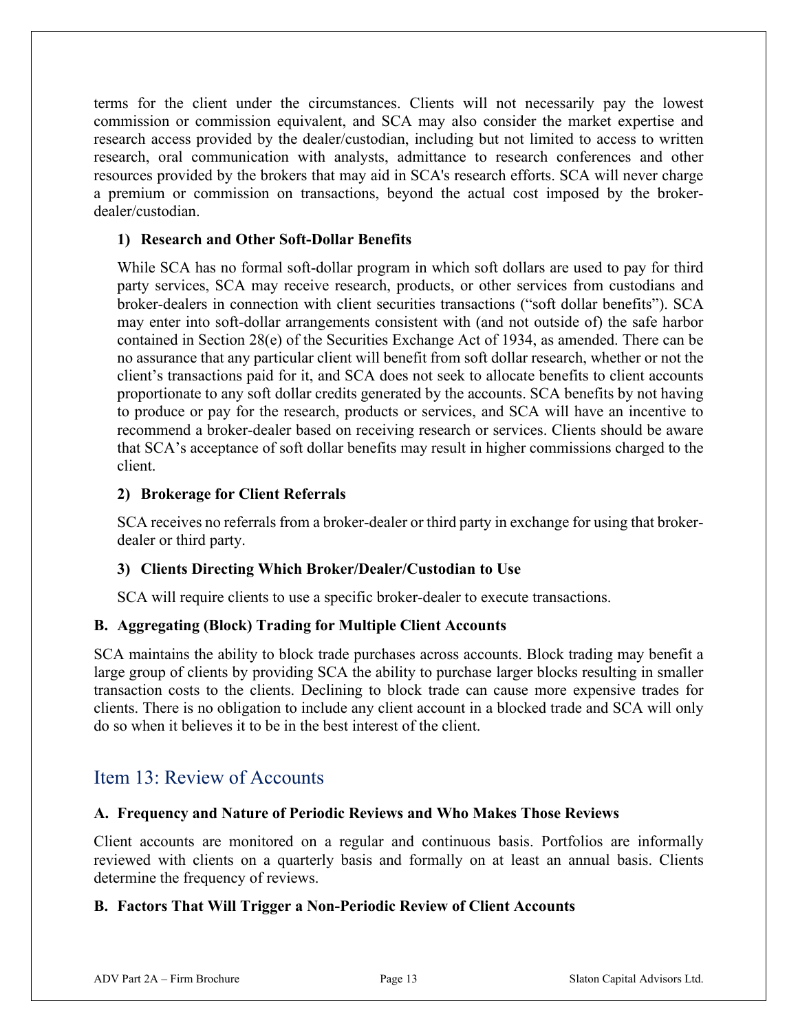terms for the client under the circumstances. Clients will not necessarily pay the lowest commission or commission equivalent, and SCA may also consider the market expertise and research access provided by the dealer/custodian, including but not limited to access to written research, oral communication with analysts, admittance to research conferences and other resources provided by the brokers that may aid in SCA's research efforts. SCA will never charge a premium or commission on transactions, beyond the actual cost imposed by the broker-dealer/custodian.

#### 1) Research and Other Soft-Dollar Benefits

While SCA has no formal soft-dollar program in which soft dollars are used to pay for third party services, SCA may receive research, products, or other services from custodians and broker-dealers in connection with client securities transactions ("soft dollar benefits"). SCA may enter into soft-dollar arrangements consistent with (and not outside of) the safe harbor contained in Section 28(e) of the Securities Exchange Act of 1934, as amended. There can be no assurance that any particular client will benefit from soft dollar research, whether or not the client's transactions paid for it, and SCA does not seek to allocate benefits to client accounts proportionate to any soft dollar credits generated by the accounts. SCA benefits by not having to produce or pay for the research, products or services, and SCA will have an incentive to recommend a broker-dealer based on receiving research or services. Clients should be aware that SCA's acceptance of soft dollar benefits may result in higher commissions charged to the client.

#### 2) Brokerage for Client Referrals

SCA receives no referrals from a broker-dealer or third party in exchange for using that broker-dealer or third party.

#### 3) Clients Directing Which Broker/Dealer/Custodian to Use

SCA will require clients to use a specific broker-dealer to execute transactions.

### B. Aggregating (Block) Trading for Multiple Client Accounts

SCA maintains the ability to block trade purchases across accounts. Block trading may benefit a large group of clients by providing SCA the ability to purchase larger blocks resulting in smaller transaction costs to the clients. Declining to block trade can cause more expensive trades for clients. There is no obligation to include any client account in a blocked trade and SCA will only do so when it believes it to be in the best interest of the client.

## Item 13: Review of Accounts

### A. Frequency and Nature of Periodic Reviews and Who Makes Those Reviews

Client accounts are monitored on a regular and continuous basis. Portfolios are informally reviewed with clients on a quarterly basis and formally on at least an annual basis. Clients determine the frequency of reviews.

### B. Factors That Will Trigger a Non-Periodic Review of Client Accounts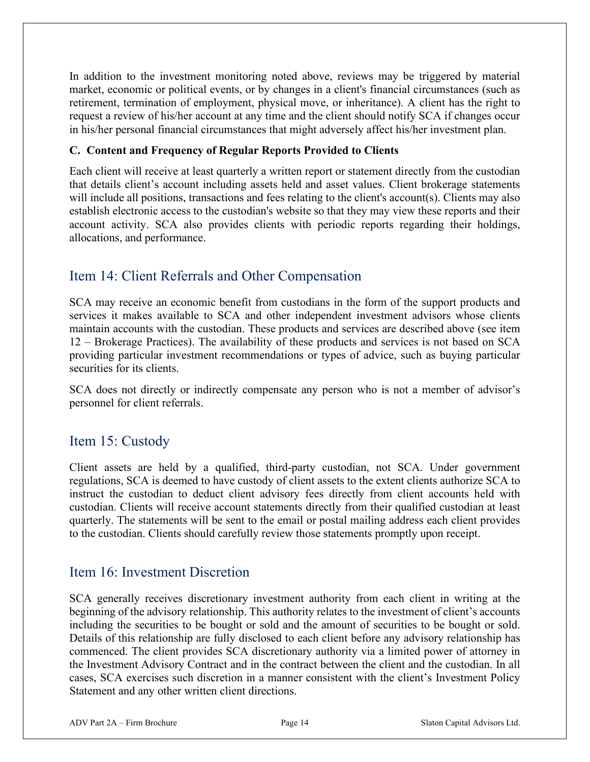In addition to the investment monitoring noted above, reviews may be triggered by material market, economic or political events, or by changes in a client's financial circumstances (such as retirement, termination of employment, physical move, or inheritance). A client has the right to request a review of his/her account at any time and the client should notify SCA if changes occur in his/her personal financial circumstances that might adversely affect his/her investment plan.

**C. Content and Frequency of Regular Reports Provided to Clients**

Each client will receive at least quarterly a written report or statement directly from the custodian that details client's account including assets held and asset values. Client brokerage statements will include all positions, transactions and fees relating to the client's account(s). Clients may also establish electronic access to the custodian's website so that they may view these reports and their account activity. SCA also provides clients with periodic reports regarding their holdings, allocations, and performance.

## Item 14: Client Referrals and Other Compensation

SCA may receive an economic benefit from custodians in the form of the support products and services it makes available to SCA and other independent investment advisors whose clients maintain accounts with the custodian. These products and services are described above (see item 12 – Brokerage Practices). The availability of these products and services is not based on SCA providing particular investment recommendations or types of advice, such as buying particular securities for its clients.

SCA does not directly or indirectly compensate any person who is not a member of advisor's personnel for client referrals.

## Item 15: Custody

Client assets are held by a qualified, third-party custodian, not SCA. Under government regulations, SCA is deemed to have custody of client assets to the extent clients authorize SCA to instruct the custodian to deduct client advisory fees directly from client accounts held with custodian. Clients will receive account statements directly from their qualified custodian at least quarterly. The statements will be sent to the email or postal mailing address each client provides to the custodian. Clients should carefully review those statements promptly upon receipt.

## Item 16: Investment Discretion

SCA generally receives discretionary investment authority from each client in writing at the beginning of the advisory relationship. This authority relates to the investment of client's accounts including the securities to be bought or sold and the amount of securities to be bought or sold. Details of this relationship are fully disclosed to each client before any advisory relationship has commenced. The client provides SCA discretionary authority via a limited power of attorney in the Investment Advisory Contract and in the contract between the client and the custodian. In all cases, SCA exercises such discretion in a manner consistent with the client's Investment Policy Statement and any other written client directions.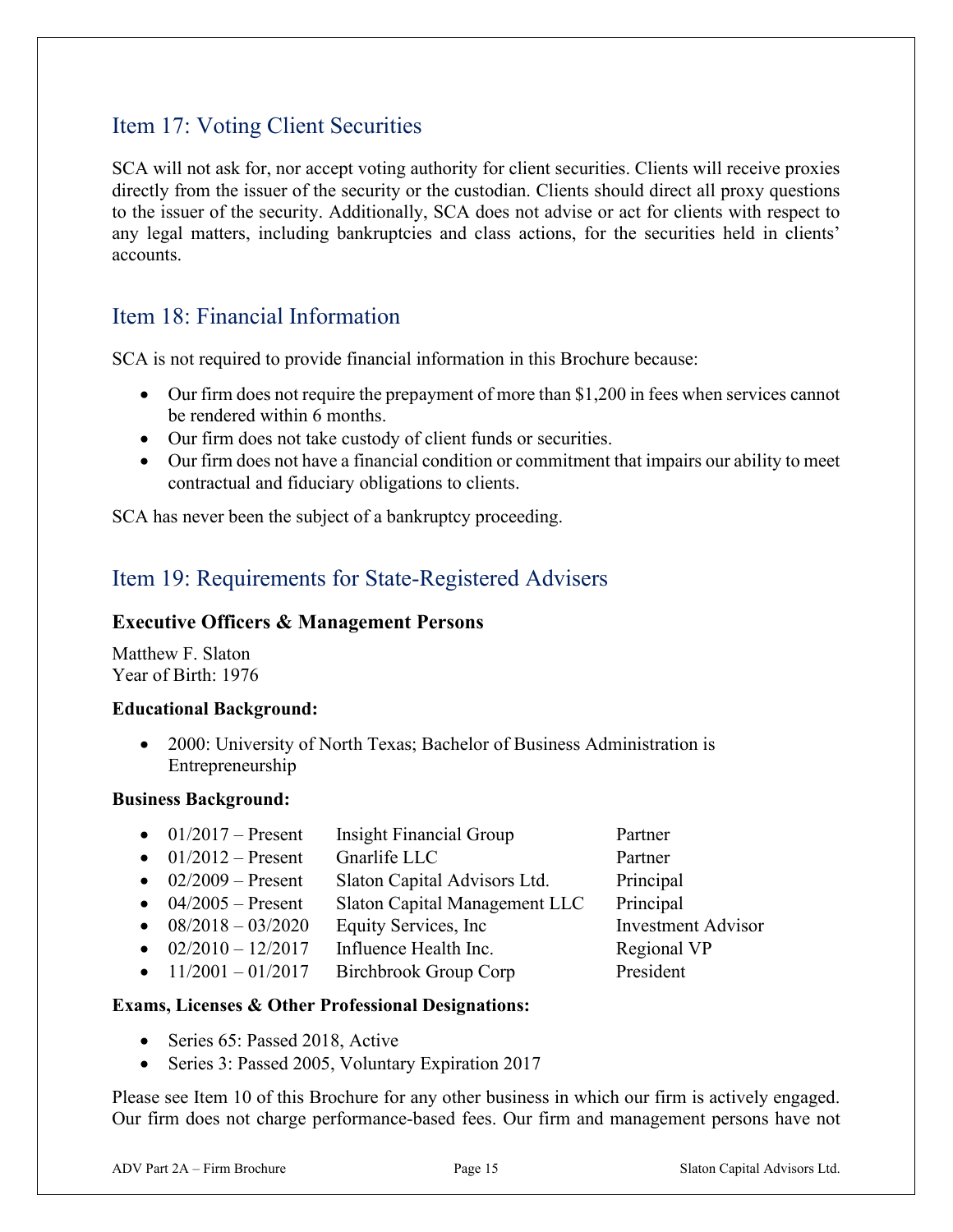## Item 17: Voting Client Securities

SCA will not ask for, nor accept voting authority for client securities. Clients will receive proxies directly from the issuer of the security or the custodian. Clients should direct all proxy questions to the issuer of the security. Additionally, SCA does not advise or act for clients with respect to any legal matters, including bankruptcies and class actions, for the securities held in clients' accounts.

## Item 18: Financial Information

SCA is not required to provide financial information in this Brochure because:

- Our firm does not require the prepayment of more than $1,200 in fees when services cannot be rendered within 6 months.
- Our firm does not take custody of client funds or securities.
- Our firm does not have a financial condition or commitment that impairs our ability to meet contractual and fiduciary obligations to clients.

SCA has never been the subject of a bankruptcy proceeding.

## Item 19: Requirements for State-Registered Advisers

### Executive Officers & Management Persons

Matthew F. Slaton
Year of Birth: 1976

**Educational Background:**

- 2000: University of North Texas; Bachelor of Business Administration is Entrepreneurship

**Business Background:**

- 01/2017 – Present Insight Financial Group Partner
- 01/2012 – Present Gnarlife LLC Partner
- 02/2009 – Present Slaton Capital Advisors Ltd. Principal
- 04/2005 – Present Slaton Capital Management LLC Principal
- 08/2018 – 03/2020 Equity Services, Inc Investment Advisor
- 02/2010 – 12/2017 Influence Health Inc. Regional VP
- 11/2001 – 01/2017 Birchbrook Group Corp President

**Exams, Licenses & Other Professional Designations:**

- Series 65: Passed 2018, Active
- Series 3: Passed 2005, Voluntary Expiration 2017

Please see Item 10 of this Brochure for any other business in which our firm is actively engaged. Our firm does not charge performance-based fees. Our firm and management persons have not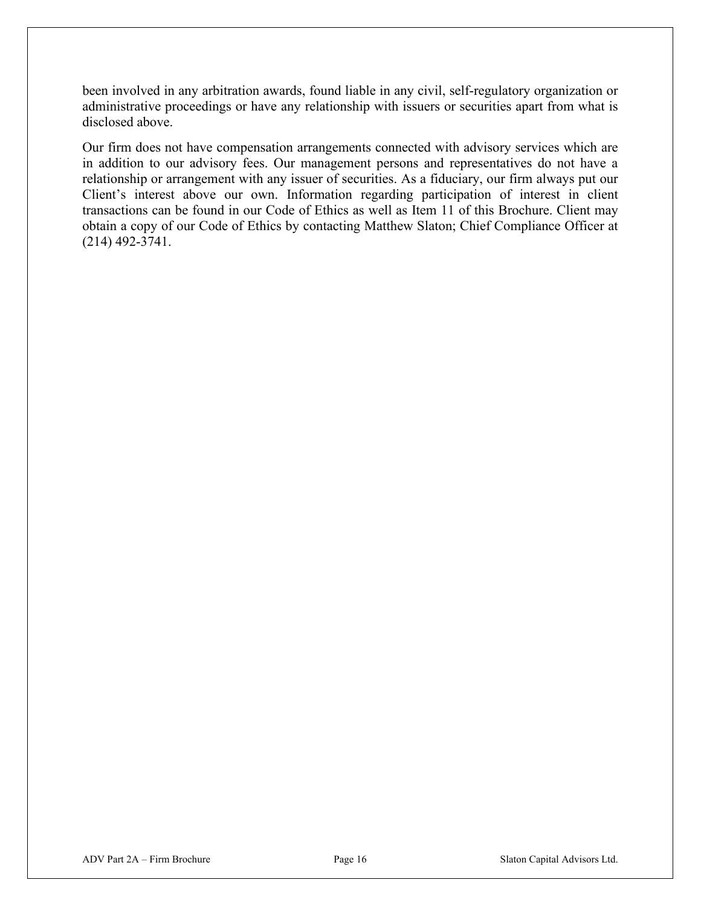been involved in any arbitration awards, found liable in any civil, self-regulatory organization or administrative proceedings or have any relationship with issuers or securities apart from what is disclosed above.

Our firm does not have compensation arrangements connected with advisory services which are in addition to our advisory fees. Our management persons and representatives do not have a relationship or arrangement with any issuer of securities. As a fiduciary, our firm always put our Client's interest above our own. Information regarding participation of interest in client transactions can be found in our Code of Ethics as well as Item 11 of this Brochure. Client may obtain a copy of our Code of Ethics by contacting Matthew Slaton; Chief Compliance Officer at (214) 492-3741.